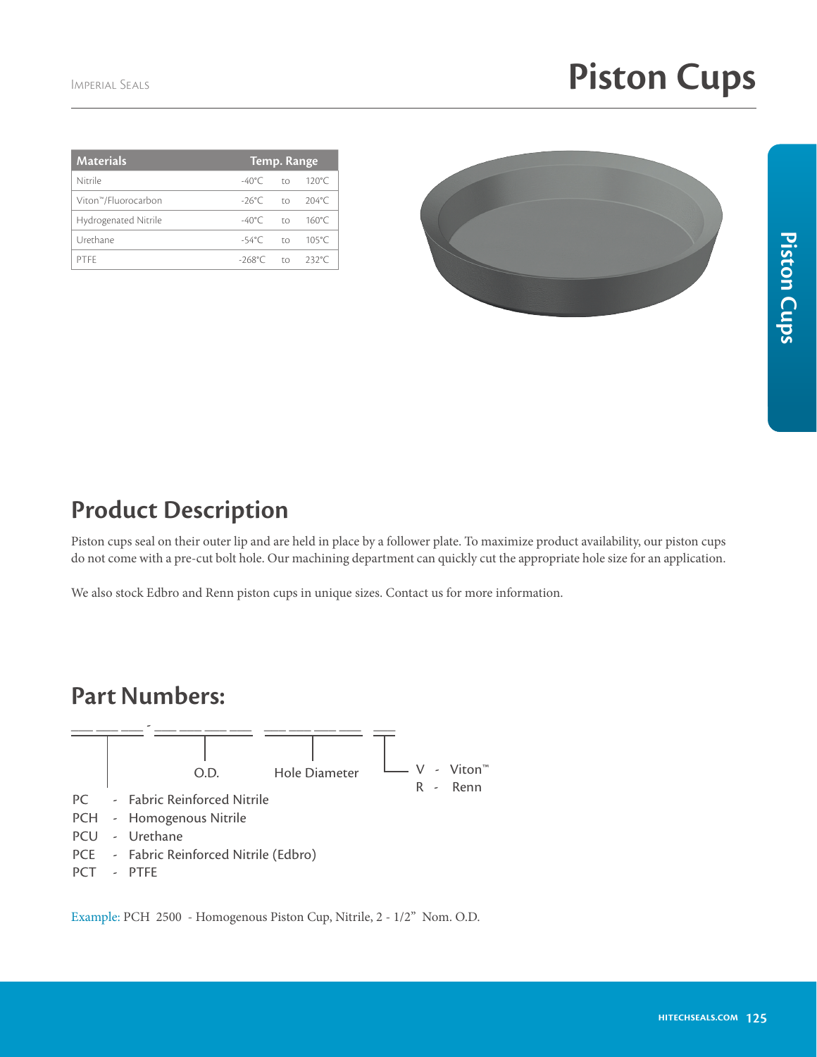# Piston Cups

| Materials | Temp. Range | | |
|---|---|---|---|
| Nitrile | -40°C | to | 120°C |
| Viton™/Fluorocarbon | -26°C | to | 204°C |
| Hydrogenated Nitrile | -40°C | to | 160°C |
| Urethane | -54°C | to | 105°C |
| PTFE | -268°C | to | 232°C |

## Product Description

Piston cups seal on their outer lip and are held in place by a follower plate. To maximize product availability, our piston cups do not come with a pre-cut bolt hole. Our machining department can quickly cut the appropriate hole size for an application.

We also stock Edbro and Renn piston cups in unique sizes. Contact us for more information.

## Part Numbers:

___ ___ ___ - ___ ___ ___ ___ &nbsp;&nbsp; ___ ___ ___ ___ &nbsp;&nbsp; ___

O.D. &nbsp;&nbsp; Hole Diameter

- V - Viton™
- R - Renn

- PC - Fabric Reinforced Nitrile
- PCH - Homogenous Nitrile
- PCU - Urethane
- PCE - Fabric Reinforced Nitrile (Edbro)
- PCT - PTFE

Example: PCH 2500 - Homogenous Piston Cup, Nitrile, 2 - 1/2" Nom. O.D.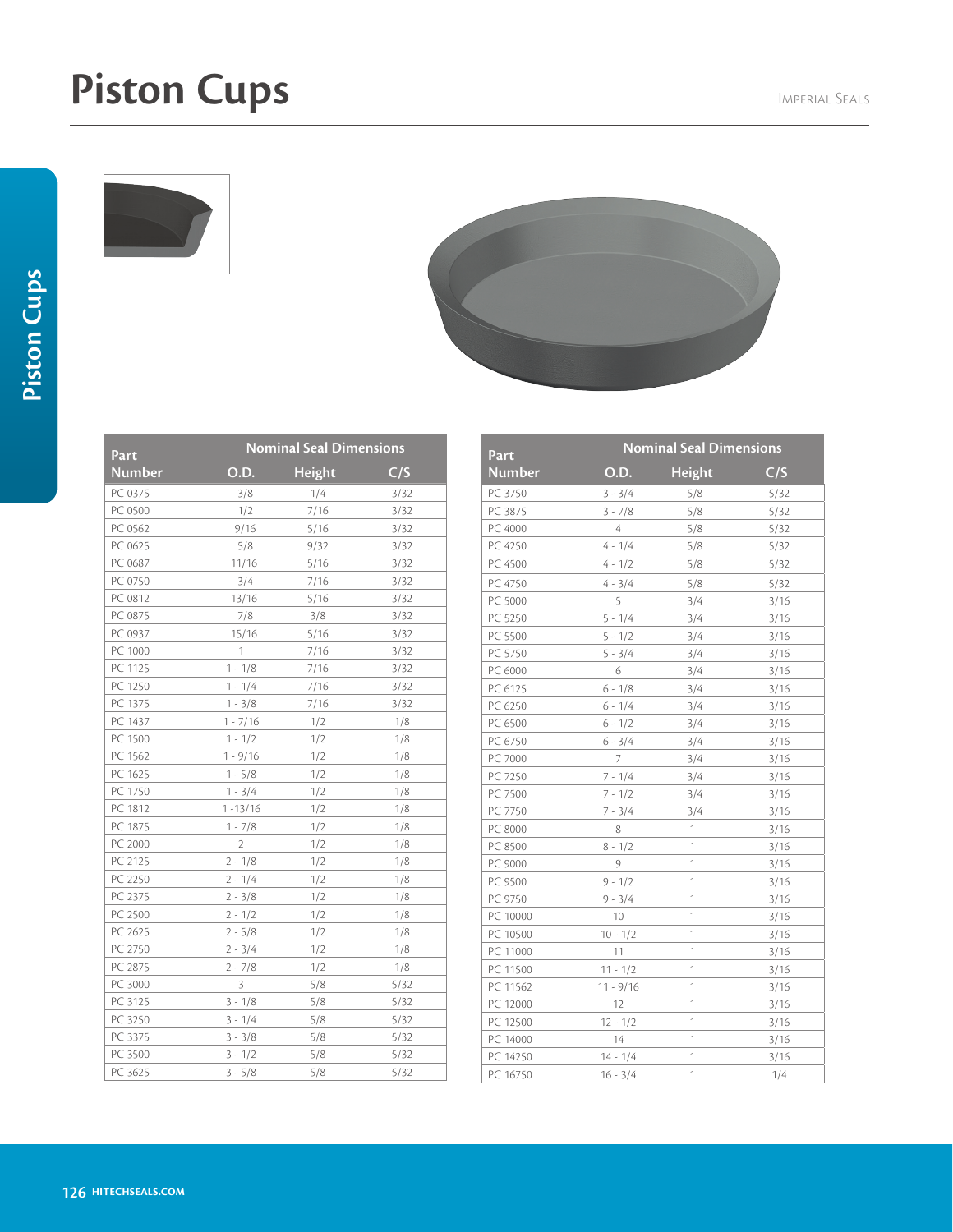# Piston Cups

Imperial Seals

| Part Number | Nominal Seal Dimensions | | |
|---|---|---|---|
| | O.D. | Height | C/S |
| PC 0375 | 3/8 | 1/4 | 3/32 |
| PC 0500 | 1/2 | 7/16 | 3/32 |
| PC 0562 | 9/16 | 5/16 | 3/32 |
| PC 0625 | 5/8 | 9/32 | 3/32 |
| PC 0687 | 11/16 | 5/16 | 3/32 |
| PC 0750 | 3/4 | 7/16 | 3/32 |
| PC 0812 | 13/16 | 5/16 | 3/32 |
| PC 0875 | 7/8 | 3/8 | 3/32 |
| PC 0937 | 15/16 | 5/16 | 3/32 |
| PC 1000 | 1 | 7/16 | 3/32 |
| PC 1125 | 1 - 1/8 | 7/16 | 3/32 |
| PC 1250 | 1 - 1/4 | 7/16 | 3/32 |
| PC 1375 | 1 - 3/8 | 7/16 | 3/32 |
| PC 1437 | 1 - 7/16 | 1/2 | 1/8 |
| PC 1500 | 1 - 1/2 | 1/2 | 1/8 |
| PC 1562 | 1 - 9/16 | 1/2 | 1/8 |
| PC 1625 | 1 - 5/8 | 1/2 | 1/8 |
| PC 1750 | 1 - 3/4 | 1/2 | 1/8 |
| PC 1812 | 1 -13/16 | 1/2 | 1/8 |
| PC 1875 | 1 - 7/8 | 1/2 | 1/8 |
| PC 2000 | 2 | 1/2 | 1/8 |
| PC 2125 | 2 - 1/8 | 1/2 | 1/8 |
| PC 2250 | 2 - 1/4 | 1/2 | 1/8 |
| PC 2375 | 2 - 3/8 | 1/2 | 1/8 |
| PC 2500 | 2 - 1/2 | 1/2 | 1/8 |
| PC 2625 | 2 - 5/8 | 1/2 | 1/8 |
| PC 2750 | 2 - 3/4 | 1/2 | 1/8 |
| PC 2875 | 2 - 7/8 | 1/2 | 1/8 |
| PC 3000 | 3 | 5/8 | 5/32 |
| PC 3125 | 3 - 1/8 | 5/8 | 5/32 |
| PC 3250 | 3 - 1/4 | 5/8 | 5/32 |
| PC 3375 | 3 - 3/8 | 5/8 | 5/32 |
| PC 3500 | 3 - 1/2 | 5/8 | 5/32 |
| PC 3625 | 3 - 5/8 | 5/8 | 5/32 |

| Part Number | Nominal Seal Dimensions | | |
|---|---|---|---|
| | O.D. | Height | C/S |
| PC 3750 | 3 - 3/4 | 5/8 | 5/32 |
| PC 3875 | 3 - 7/8 | 5/8 | 5/32 |
| PC 4000 | 4 | 5/8 | 5/32 |
| PC 4250 | 4 - 1/4 | 5/8 | 5/32 |
| PC 4500 | 4 - 1/2 | 5/8 | 5/32 |
| PC 4750 | 4 - 3/4 | 5/8 | 5/32 |
| PC 5000 | 5 | 3/4 | 3/16 |
| PC 5250 | 5 - 1/4 | 3/4 | 3/16 |
| PC 5500 | 5 - 1/2 | 3/4 | 3/16 |
| PC 5750 | 5 - 3/4 | 3/4 | 3/16 |
| PC 6000 | 6 | 3/4 | 3/16 |
| PC 6125 | 6 - 1/8 | 3/4 | 3/16 |
| PC 6250 | 6 - 1/4 | 3/4 | 3/16 |
| PC 6500 | 6 - 1/2 | 3/4 | 3/16 |
| PC 6750 | 6 - 3/4 | 3/4 | 3/16 |
| PC 7000 | 7 | 3/4 | 3/16 |
| PC 7250 | 7 - 1/4 | 3/4 | 3/16 |
| PC 7500 | 7 - 1/2 | 3/4 | 3/16 |
| PC 7750 | 7 - 3/4 | 3/4 | 3/16 |
| PC 8000 | 8 | 1 | 3/16 |
| PC 8500 | 8 - 1/2 | 1 | 3/16 |
| PC 9000 | 9 | 1 | 3/16 |
| PC 9500 | 9 - 1/2 | 1 | 3/16 |
| PC 9750 | 9 - 3/4 | 1 | 3/16 |
| PC 10000 | 10 | 1 | 3/16 |
| PC 10500 | 10 - 1/2 | 1 | 3/16 |
| PC 11000 | 11 | 1 | 3/16 |
| PC 11500 | 11 - 1/2 | 1 | 3/16 |
| PC 11562 | 11 - 9/16 | 1 | 3/16 |
| PC 12000 | 12 | 1 | 3/16 |
| PC 12500 | 12 - 1/2 | 1 | 3/16 |
| PC 14000 | 14 | 1 | 3/16 |
| PC 14250 | 14 - 1/4 | 1 | 3/16 |
| PC 16750 | 16 - 3/4 | 1 | 1/4 |